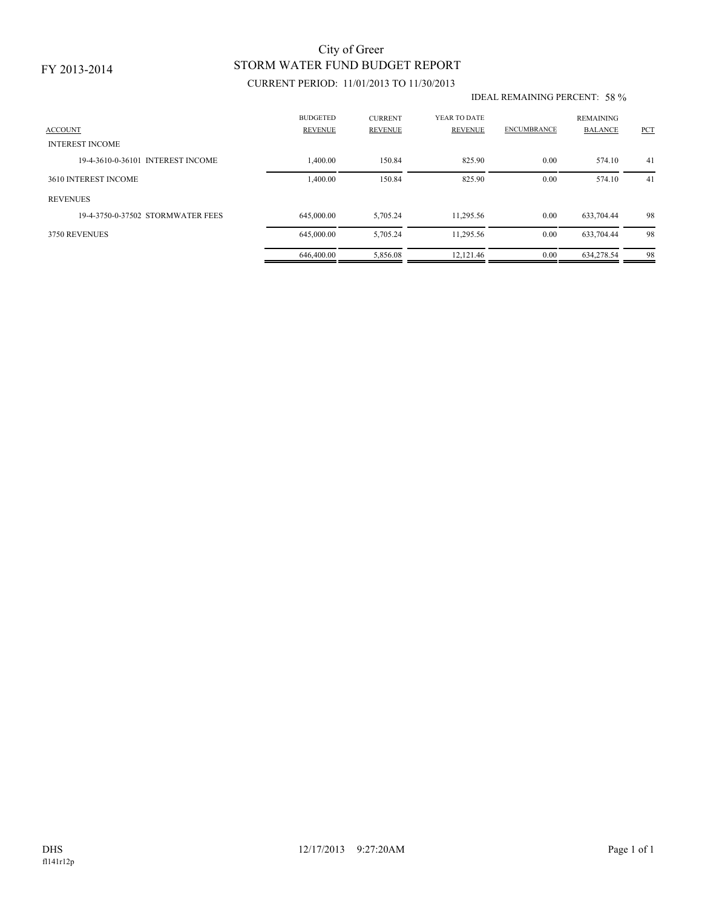FY 2013-2014

# City of Greer
## STORM WATER FUND BUDGET REPORT

CURRENT PERIOD: 11/01/2013 TO 11/30/2013

IDEAL REMAINING PERCENT: 58 %

| ACCOUNT | BUDGETED REVENUE | CURRENT REVENUE | YEAR TO DATE REVENUE | ENCUMBRANCE | REMAINING BALANCE | PCT |
|---|---|---|---|---|---|---|
| INTEREST INCOME | | | | | | |
| 19-4-3610-0-36101 INTEREST INCOME | 1,400.00 | 150.84 | 825.90 | 0.00 | 574.10 | 41 |
| 3610 INTEREST INCOME | 1,400.00 | 150.84 | 825.90 | 0.00 | 574.10 | 41 |
| REVENUES | | | | | | |
| 19-4-3750-0-37502 STORMWATER FEES | 645,000.00 | 5,705.24 | 11,295.56 | 0.00 | 633,704.44 | 98 |
| 3750 REVENUES | 645,000.00 | 5,705.24 | 11,295.56 | 0.00 | 633,704.44 | 98 |
| | 646,400.00 | 5,856.08 | 12,121.46 | 0.00 | 634,278.54 | 98 |

DHS
fl141r12p

12/17/2013 9:27:20AM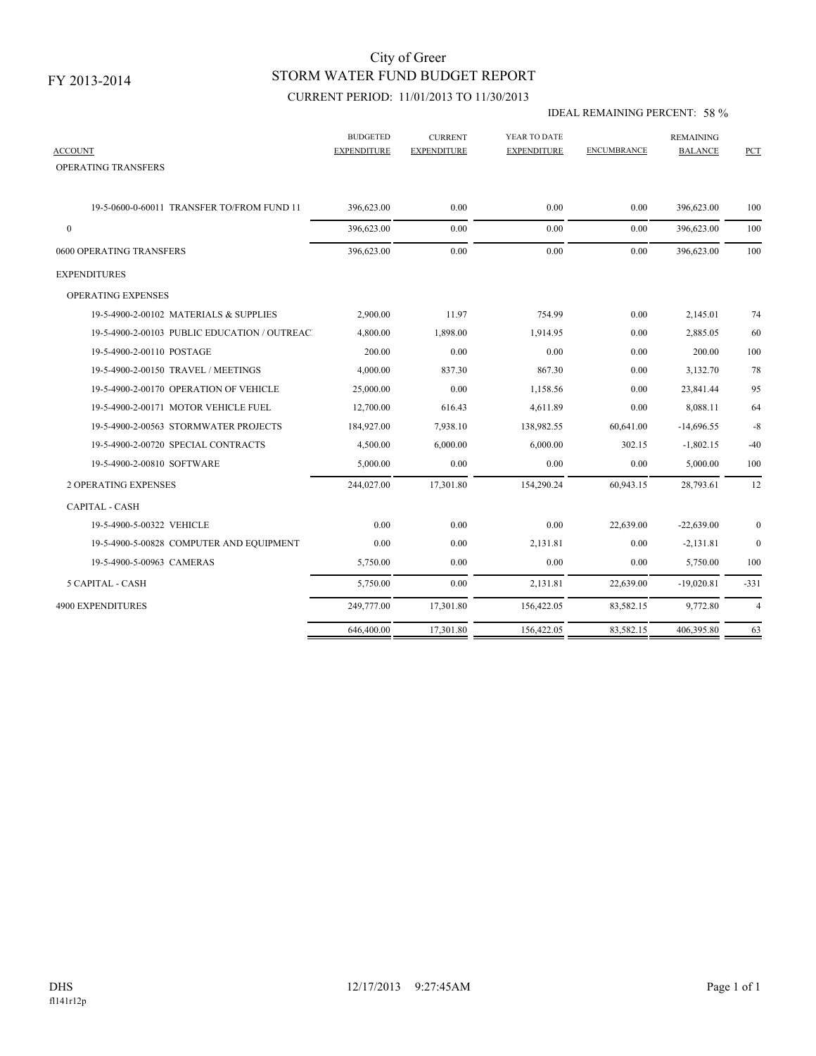FY 2013-2014

# City of Greer
## STORM WATER FUND BUDGET REPORT

CURRENT PERIOD: 11/01/2013 TO 11/30/2013

IDEAL REMAINING PERCENT: 58 %

| ACCOUNT | BUDGETED EXPENDITURE | CURRENT EXPENDITURE | YEAR TO DATE EXPENDITURE | ENCUMBRANCE | REMAINING BALANCE | PCT |
|---|---|---|---|---|---|---|
| OPERATING TRANSFERS | | | | | | |
| 19-5-0600-0-60011 TRANSFER TO/FROM FUND 11 | 396,623.00 | 0.00 | 0.00 | 0.00 | 396,623.00 | 100 |
| 0 | 396,623.00 | 0.00 | 0.00 | 0.00 | 396,623.00 | 100 |
| 0600 OPERATING TRANSFERS | 396,623.00 | 0.00 | 0.00 | 0.00 | 396,623.00 | 100 |
| EXPENDITURES | | | | | | |
| OPERATING EXPENSES | | | | | | |
| 19-5-4900-2-00102 MATERIALS & SUPPLIES | 2,900.00 | 11.97 | 754.99 | 0.00 | 2,145.01 | 74 |
| 19-5-4900-2-00103 PUBLIC EDUCATION / OUTREAC | 4,800.00 | 1,898.00 | 1,914.95 | 0.00 | 2,885.05 | 60 |
| 19-5-4900-2-00110 POSTAGE | 200.00 | 0.00 | 0.00 | 0.00 | 200.00 | 100 |
| 19-5-4900-2-00150 TRAVEL / MEETINGS | 4,000.00 | 837.30 | 867.30 | 0.00 | 3,132.70 | 78 |
| 19-5-4900-2-00170 OPERATION OF VEHICLE | 25,000.00 | 0.00 | 1,158.56 | 0.00 | 23,841.44 | 95 |
| 19-5-4900-2-00171 MOTOR VEHICLE FUEL | 12,700.00 | 616.43 | 4,611.89 | 0.00 | 8,088.11 | 64 |
| 19-5-4900-2-00563 STORMWATER PROJECTS | 184,927.00 | 7,938.10 | 138,982.55 | 60,641.00 | -14,696.55 | -8 |
| 19-5-4900-2-00720 SPECIAL CONTRACTS | 4,500.00 | 6,000.00 | 6,000.00 | 302.15 | -1,802.15 | -40 |
| 19-5-4900-2-00810 SOFTWARE | 5,000.00 | 0.00 | 0.00 | 0.00 | 5,000.00 | 100 |
| 2 OPERATING EXPENSES | 244,027.00 | 17,301.80 | 154,290.24 | 60,943.15 | 28,793.61 | 12 |
| CAPITAL - CASH | | | | | | |
| 19-5-4900-5-00322 VEHICLE | 0.00 | 0.00 | 0.00 | 22,639.00 | -22,639.00 | 0 |
| 19-5-4900-5-00828 COMPUTER AND EQUIPMENT | 0.00 | 0.00 | 2,131.81 | 0.00 | -2,131.81 | 0 |
| 19-5-4900-5-00963 CAMERAS | 5,750.00 | 0.00 | 0.00 | 0.00 | 5,750.00 | 100 |
| 5 CAPITAL - CASH | 5,750.00 | 0.00 | 2,131.81 | 22,639.00 | -19,020.81 | -331 |
| 4900 EXPENDITURES | 249,777.00 | 17,301.80 | 156,422.05 | 83,582.15 | 9,772.80 | 4 |
| | 646,400.00 | 17,301.80 | 156,422.05 | 83,582.15 | 406,395.80 | 63 |

DHS 12/17/2013 9:27:45AM

fl141r12p